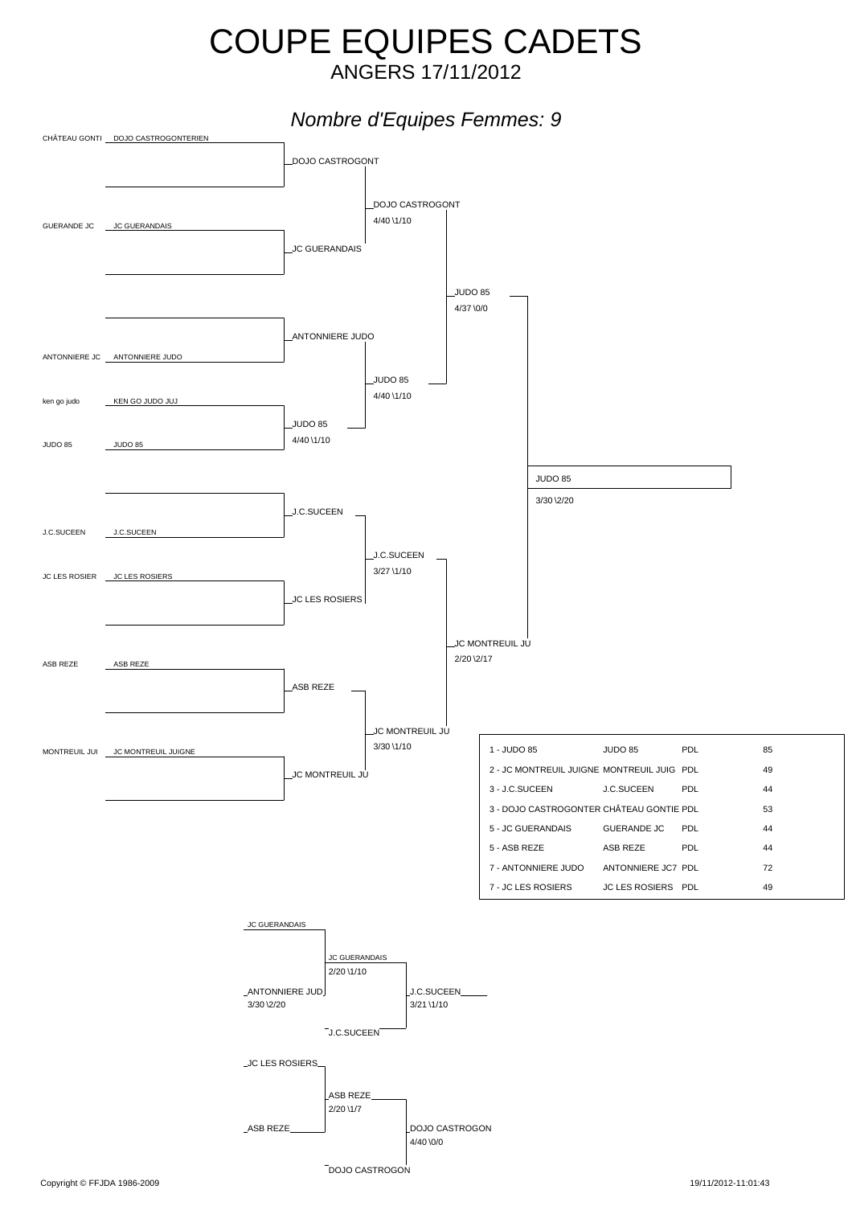# COUPE EQUIPES CADETS

ANGERS 17/11/2012

*Nombre d'Equipes Femmes: 9*

CHÂTEAU GONTI DOJO CASTROGONTERIEN

DOJO CASTROGONT

DOJO CASTROGONT
4/40 \1/10

GUERANDE JC JC GUERANDAIS

JC GUERANDAIS

JUDO 85
4/37 \0/0

ANTONNIERE JUDO

ANTONNIERE JC ANTONNIERE JUDO

JUDO 85
4/40 \1/10

ken go judo KEN GO JUDO JUJ

JUDO 85
4/40 \1/10

JUDO 85 JUDO 85

JUDO 85
3/30 \2/20

J.C.SUCEEN

J.C.SUCEEN J.C.SUCEEN

J.C.SUCEEN
3/27 \1/10

JC LES ROSIER JC LES ROSIERS

JC LES ROSIERS

JC MONTREUIL JU
2/20 \2/17

ASB REZE ASB REZE

ASB REZE

JC MONTREUIL JU
3/30 \1/10

MONTREUIL JUI JC MONTREUIL JUIGNE

JC MONTREUIL JU

| | | | |
|---|---|---|---|
| 1 - JUDO 85 | JUDO 85 | PDL | 85 |
| 2 - JC MONTREUIL JUIGNE | MONTREUIL JUIG | PDL | 49 |
| 3 - J.C.SUCEEN | J.C.SUCEEN | PDL | 44 |
| 3 - DOJO CASTROGONTER | CHÂTEAU GONTIE | PDL | 53 |
| 5 - JC GUERANDAIS | GUERANDE JC | PDL | 44 |
| 5 - ASB REZE | ASB REZE | PDL | 44 |
| 7 - ANTONNIERE JUDO | ANTONNIERE JC7 | PDL | 72 |
| 7 - JC LES ROSIERS | JC LES ROSIERS | PDL | 49 |

JC GUERANDAIS

JC GUERANDAIS
2/20 \1/10

ANTONNIERE JUD
3/30 \2/20

J.C.SUCEEN
3/21 \1/10

J.C.SUCEEN

JC LES ROSIERS

ASB REZE
2/20 \1/7

ASB REZE

DOJO CASTROGON
4/40 \0/0

DOJO CASTROGON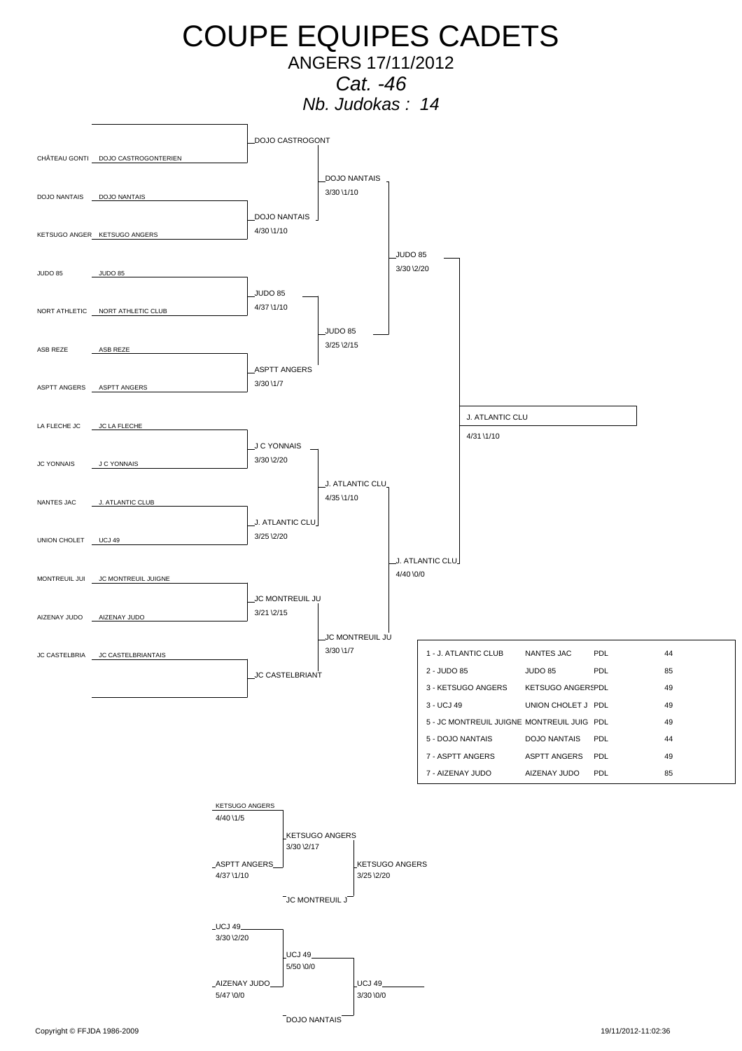# COUPE EQUIPES CADETS

ANGERS 17/11/2012

*Cat. -46*

*Nb. Judokas : 14*

CHÂTEAU GONTI DOJO CASTROGONTERIEN

DOJO NANTAIS DOJO NANTAIS

KETSUGO ANGER KETSUGO ANGERS

JUDO 85 JUDO 85

NORT ATHLETIC NORT ATHLETIC CLUB

ASB REZE ASB REZE

ASPTT ANGERS ASPTT ANGERS

LA FLECHE JC JC LA FLECHE

JC YONNAIS J C YONNAIS

NANTES JAC J. ATLANTIC CLUB

UNION CHOLET UCJ 49

MONTREUIL JUI JC MONTREUIL JUIGNE

AIZENAY JUDO AIZENAY JUDO

JC CASTELBRIA JC CASTELBRIANTAIS

DOJO CASTROGONT

DOJO NANTAIS
4/30 \1/10

JUDO 85
4/37 \1/10

ASPTT ANGERS
3/30 \1/7

J C YONNAIS
3/30 \2/20

J. ATLANTIC CLU
3/25 \2/20

JC MONTREUIL JU
3/21 \2/15

JC CASTELBRIANT

DOJO NANTAIS
3/30 \1/10

JUDO 85
3/25 \2/15

J. ATLANTIC CLU
4/35 \1/10

JC MONTREUIL JU
3/30 \1/7

JUDO 85
3/30 \2/20

J. ATLANTIC CLU
4/40 \0/0

J. ATLANTIC CLU
4/31 \1/10

| | | | |
|---|---|---|---|
| 1 - J. ATLANTIC CLUB | NANTES JAC | PDL | 44 |
| 2 - JUDO 85 | JUDO 85 | PDL | 85 |
| 3 - KETSUGO ANGERS | KETSUGO ANGERS | PDL | 49 |
| 3 - UCJ 49 | UNION CHOLET J | PDL | 49 |
| 5 - JC MONTREUIL JUIGNE | MONTREUIL JUIG | PDL | 49 |
| 5 - DOJO NANTAIS | DOJO NANTAIS | PDL | 44 |
| 7 - ASPTT ANGERS | ASPTT ANGERS | PDL | 49 |
| 7 - AIZENAY JUDO | AIZENAY JUDO | PDL | 85 |

KETSUGO ANGERS
4/40 \1/5

ASPTT ANGERS
4/37 \1/10

KETSUGO ANGERS
3/30 \2/17

JC MONTREUIL J

KETSUGO ANGERS
3/25 \2/20

UCJ 49
3/30 \2/20

AIZENAY JUDO
5/47 \0/0

UCJ 49
5/50 \0/0

DOJO NANTAIS

UCJ 49
3/30 \0/0

Copyright © FFJDA 1986-2009

19/11/2012-11:02:36